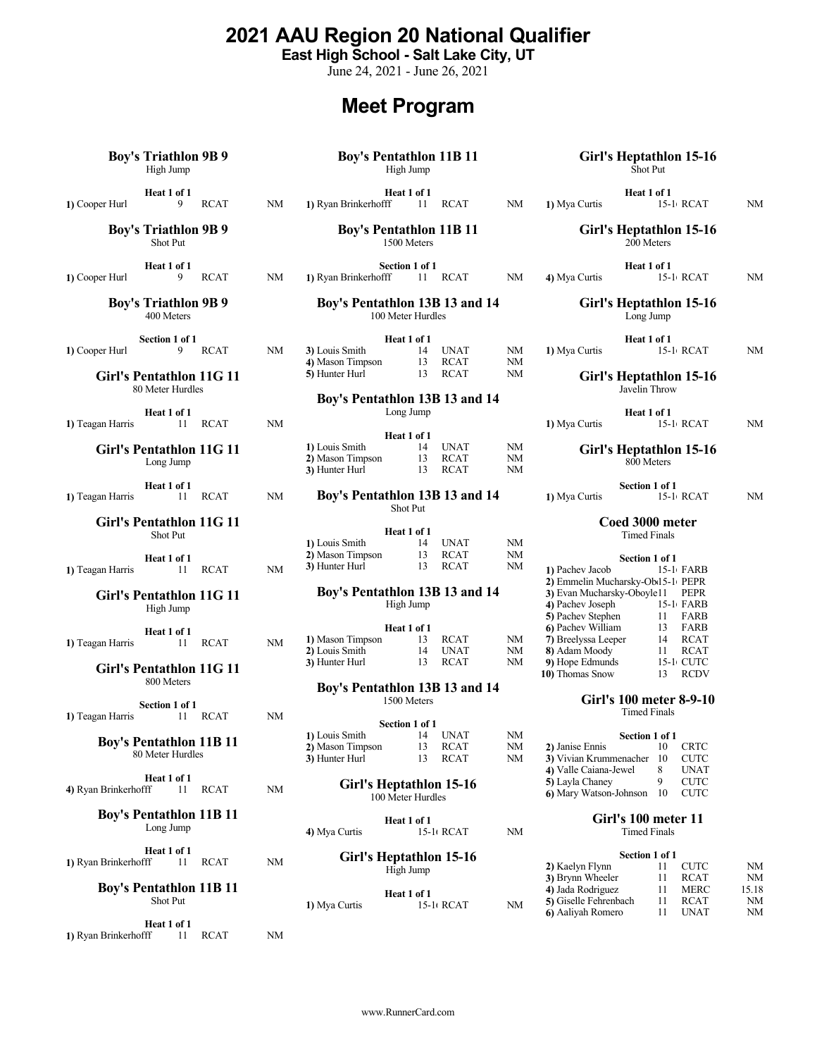# 2021 AAU Region 20 National Qualifier

**East High School - Salt Lake City, UT**

June 24, 2021 - June 26, 2021

## Meet Program

### Boy's Triathlon 9B 9
High Jump

**Heat 1 of 1**

| | | | |
|---|---|---|---|
| 1) Cooper Hurl | 9 | RCAT | NM |

### Boy's Triathlon 9B 9
Shot Put

**Heat 1 of 1**

| | | | |
|---|---|---|---|
| 1) Cooper Hurl | 9 | RCAT | NM |

### Boy's Triathlon 9B 9
400 Meters

**Section 1 of 1**

| | | | |
|---|---|---|---|
| 1) Cooper Hurl | 9 | RCAT | NM |

### Girl's Pentathlon 11G 11
80 Meter Hurdles

**Heat 1 of 1**

| | | | |
|---|---|---|---|
| 1) Teagan Harris | 11 | RCAT | NM |

### Girl's Pentathlon 11G 11
Long Jump

**Heat 1 of 1**

| | | | |
|---|---|---|---|
| 1) Teagan Harris | 11 | RCAT | NM |

### Girl's Pentathlon 11G 11
Shot Put

**Heat 1 of 1**

| | | | |
|---|---|---|---|
| 1) Teagan Harris | 11 | RCAT | NM |

### Girl's Pentathlon 11G 11
High Jump

**Heat 1 of 1**

| | | | |
|---|---|---|---|
| 1) Teagan Harris | 11 | RCAT | NM |

### Girl's Pentathlon 11G 11
800 Meters

**Section 1 of 1**

| | | | |
|---|---|---|---|
| 1) Teagan Harris | 11 | RCAT | NM |

### Boy's Pentathlon 11B 11
80 Meter Hurdles

**Heat 1 of 1**

| | | | |
|---|---|---|---|
| 4) Ryan Brinkerhofff | 11 | RCAT | NM |

### Boy's Pentathlon 11B 11
Long Jump

**Heat 1 of 1**

| | | | |
|---|---|---|---|
| 1) Ryan Brinkerhofff | 11 | RCAT | NM |

### Boy's Pentathlon 11B 11
Shot Put

**Heat 1 of 1**

| | | | |
|---|---|---|---|
| 1) Ryan Brinkerhofff | 11 | RCAT | NM |

### Boy's Pentathlon 11B 11
High Jump

**Heat 1 of 1**

| | | | |
|---|---|---|---|
| 1) Ryan Brinkerhofff | 11 | RCAT | NM |

### Boy's Pentathlon 11B 11
1500 Meters

**Section 1 of 1**

| | | | |
|---|---|---|---|
| 1) Ryan Brinkerhofff | 11 | RCAT | NM |

### Boy's Pentathlon 13B 13 and 14
100 Meter Hurdles

**Heat 1 of 1**

| | | | |
|---|---|---|---|
| 3) Louis Smith | 14 | UNAT | NM |
| 4) Mason Timpson | 13 | RCAT | NM |
| 5) Hunter Hurl | 13 | RCAT | NM |

### Boy's Pentathlon 13B 13 and 14
Long Jump

**Heat 1 of 1**

| | | | |
|---|---|---|---|
| 1) Louis Smith | 14 | UNAT | NM |
| 2) Mason Timpson | 13 | RCAT | NM |
| 3) Hunter Hurl | 13 | RCAT | NM |

### Boy's Pentathlon 13B 13 and 14
Shot Put

**Heat 1 of 1**

| | | | |
|---|---|---|---|
| 1) Louis Smith | 14 | UNAT | NM |
| 2) Mason Timpson | 13 | RCAT | NM |
| 3) Hunter Hurl | 13 | RCAT | NM |

### Boy's Pentathlon 13B 13 and 14
High Jump

**Heat 1 of 1**

| | | | |
|---|---|---|---|
| 1) Mason Timpson | 13 | RCAT | NM |
| 2) Louis Smith | 14 | UNAT | NM |
| 3) Hunter Hurl | 13 | RCAT | NM |

### Boy's Pentathlon 13B 13 and 14
1500 Meters

**Section 1 of 1**

| | | | |
|---|---|---|---|
| 1) Louis Smith | 14 | UNAT | NM |
| 2) Mason Timpson | 13 | RCAT | NM |
| 3) Hunter Hurl | 13 | RCAT | NM |

### Girl's Heptathlon 15-16
100 Meter Hurdles

**Heat 1 of 1**

| | | | |
|---|---|---|---|
| 4) Mya Curtis | 15-16 | RCAT | NM |

### Girl's Heptathlon 15-16
High Jump

**Heat 1 of 1**

| | | | |
|---|---|---|---|
| 1) Mya Curtis | 15-16 | RCAT | NM |

### Girl's Heptathlon 15-16
Shot Put

**Heat 1 of 1**

| | | | |
|---|---|---|---|
| 1) Mya Curtis | 15-16 | RCAT | NM |

### Girl's Heptathlon 15-16
200 Meters

**Heat 1 of 1**

| | | | |
|---|---|---|---|
| 4) Mya Curtis | 15-16 | RCAT | NM |

### Girl's Heptathlon 15-16
Long Jump

**Heat 1 of 1**

| | | | |
|---|---|---|---|
| 1) Mya Curtis | 15-16 | RCAT | NM |

### Girl's Heptathlon 15-16
Javelin Throw

**Heat 1 of 1**

| | | | |
|---|---|---|---|
| 1) Mya Curtis | 15-16 | RCAT | NM |

### Girl's Heptathlon 15-16
800 Meters

**Section 1 of 1**

| | | | |
|---|---|---|---|
| 1) Mya Curtis | 15-16 | RCAT | NM |

### Coed 3000 meter
Timed Finals

**Section 1 of 1**

| | | |
|---|---|---|
| 1) Pachev Jacob | 15-16 | FARB |
| 2) Emmelin Mucharsky-Obo | 15-16 | PEPR |
| 3) Evan Mucharsky-Oboyle | 11 | PEPR |
| 4) Pachev Joseph | 15-16 | FARB |
| 5) Pachev Stephen | 11 | FARB |
| 6) Pachev William | 13 | FARB |
| 7) Breelyssa Leeper | 14 | RCAT |
| 8) Adam Moody | 11 | RCAT |
| 9) Hope Edmunds | 15-16 | CUTC |
| 10) Thomas Snow | 13 | RCDV |

### Girl's 100 meter 8-9-10
Timed Finals

**Section 1 of 1**

| | | |
|---|---|---|
| 2) Janise Ennis | 10 | CRTC |
| 3) Vivian Krummenacher | 10 | CUTC |
| 4) Valle Caiana-Jewel | 8 | UNAT |
| 5) Layla Chaney | 9 | CUTC |
| 6) Mary Watson-Johnson | 10 | CUTC |

### Girl's 100 meter 11
Timed Finals

**Section 1 of 1**

| | | | |
|---|---|---|---|
| 2) Kaelyn Flynn | 11 | CUTC | NM |
| 3) Brynn Wheeler | 11 | RCAT | NM |
| 4) Jada Rodriguez | 11 | MERC | 15.18 |
| 5) Giselle Fehrenbach | 11 | RCAT | NM |
| 6) Aaliyah Romero | 11 | UNAT | NM |

www.RunnerCard.com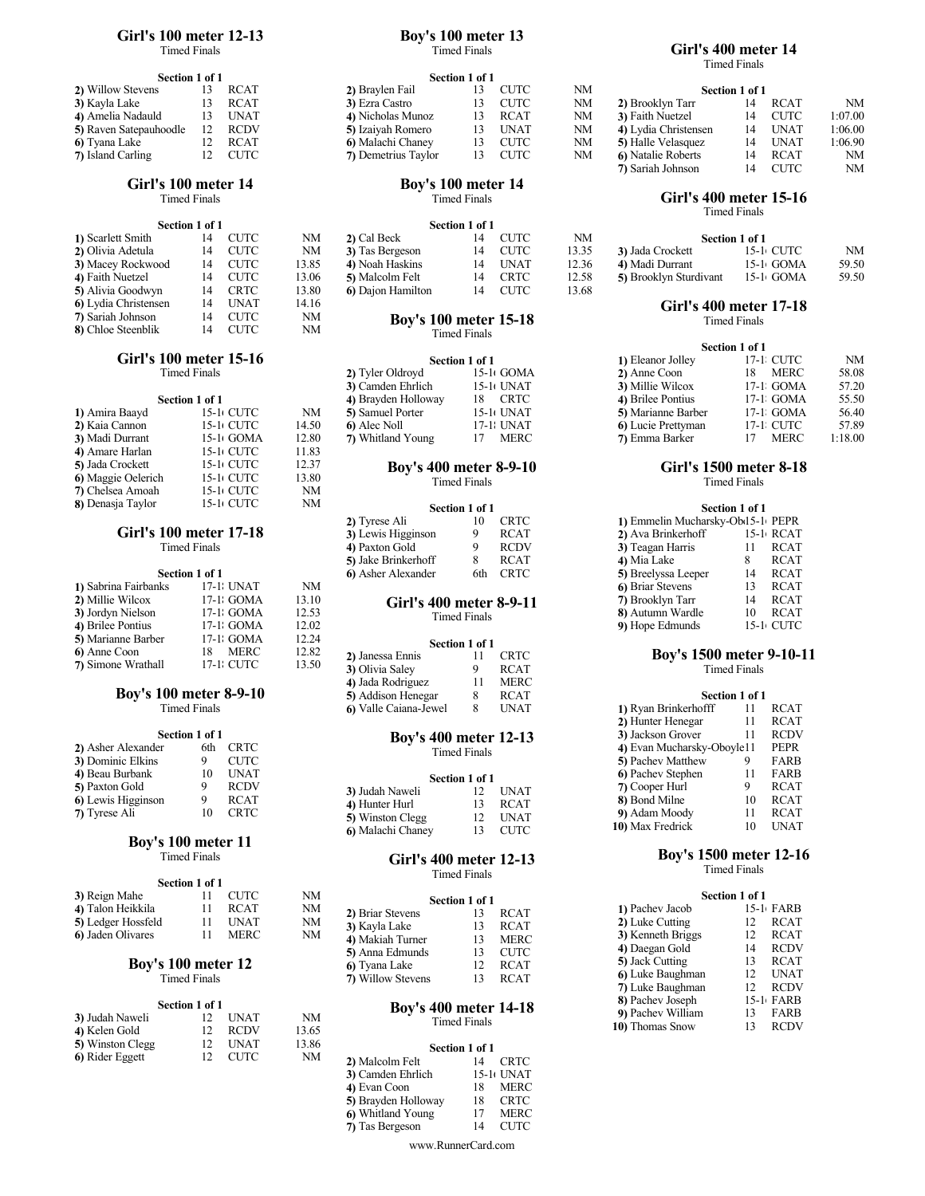## Girl's 100 meter 12-13

Timed Finals

**Section 1 of 1**

| Place | Name | Age | Team | Mark |
|---|---|---|---|---|
| 2) | Willow Stevens | 13 | RCAT | |
| 3) | Kayla Lake | 13 | RCAT | |
| 4) | Amelia Nadauld | 13 | UNAT | |
| 5) | Raven Satepauhoodle | 12 | RCDV | |
| 6) | Tyana Lake | 12 | RCAT | |
| 7) | Island Carling | 12 | CUTC | |

## Girl's 100 meter 14

Timed Finals

**Section 1 of 1**

| Place | Name | Age | Team | Mark |
|---|---|---|---|---|
| 1) | Scarlett Smith | 14 | CUTC | NM |
| 2) | Olivia Adetula | 14 | CUTC | NM |
| 3) | Macey Rockwood | 14 | CUTC | 13.85 |
| 4) | Faith Nuetzel | 14 | CUTC | 13.06 |
| 5) | Alivia Goodwyn | 14 | CRTC | 13.80 |
| 6) | Lydia Christensen | 14 | UNAT | 14.16 |
| 7) | Sariah Johnson | 14 | CUTC | NM |
| 8) | Chloe Steenblik | 14 | CUTC | NM |

## Girl's 100 meter 15-16

Timed Finals

**Section 1 of 1**

| Place | Name | Age | Team | Mark |
|---|---|---|---|---|
| 1) | Amira Baayd | 15-16 | CUTC | NM |
| 2) | Kaia Cannon | 15-16 | CUTC | 14.50 |
| 3) | Madi Durrant | 15-16 | GOMA | 12.80 |
| 4) | Amare Harlan | 15-16 | CUTC | 11.83 |
| 5) | Jada Crockett | 15-16 | CUTC | 12.37 |
| 6) | Maggie Oelerich | 15-16 | CUTC | 13.80 |
| 7) | Chelsea Amoah | 15-16 | CUTC | NM |
| 8) | Denasja Taylor | 15-16 | CUTC | NM |

## Girl's 100 meter 17-18

Timed Finals

**Section 1 of 1**

| Place | Name | Age | Team | Mark |
|---|---|---|---|---|
| 1) | Sabrina Fairbanks | 17-18 | UNAT | NM |
| 2) | Millie Wilcox | 17-18 | GOMA | 13.10 |
| 3) | Jordyn Nielson | 17-18 | GOMA | 12.53 |
| 4) | Brilee Pontius | 17-18 | GOMA | 12.02 |
| 5) | Marianne Barber | 17-18 | GOMA | 12.24 |
| 6) | Anne Coon | 18 | MERC | 12.82 |
| 7) | Simone Wrathall | 17-18 | CUTC | 13.50 |

## Boy's 100 meter 8-9-10

Timed Finals

**Section 1 of 1**

| Place | Name | Age | Team |
|---|---|---|---|
| 2) | Asher Alexander | 6th | CRTC |
| 3) | Dominic Elkins | 9 | CUTC |
| 4) | Beau Burbank | 10 | UNAT |
| 5) | Paxton Gold | 9 | RCDV |
| 6) | Lewis Higginson | 9 | RCAT |
| 7) | Tyrese Ali | 10 | CRTC |

## Boy's 100 meter 11

Timed Finals

**Section 1 of 1**

| Place | Name | Age | Team | Mark |
|---|---|---|---|---|
| 3) | Reign Mahe | 11 | CUTC | NM |
| 4) | Talon Heikkila | 11 | RCAT | NM |
| 5) | Ledger Hossfeld | 11 | UNAT | NM |
| 6) | Jaden Olivares | 11 | MERC | NM |

## Boy's 100 meter 12

Timed Finals

**Section 1 of 1**

| Place | Name | Age | Team | Mark |
|---|---|---|---|---|
| 3) | Judah Naweli | 12 | UNAT | NM |
| 4) | Kelen Gold | 12 | RCDV | 13.65 |
| 5) | Winston Clegg | 12 | UNAT | 13.86 |
| 6) | Rider Eggett | 12 | CUTC | NM |

## Boy's 100 meter 13

Timed Finals

**Section 1 of 1**

| Place | Name | Age | Team | Mark |
|---|---|---|---|---|
| 2) | Braylen Fail | 13 | CUTC | NM |
| 3) | Ezra Castro | 13 | CUTC | NM |
| 4) | Nicholas Munoz | 13 | RCAT | NM |
| 5) | Izaiyah Romero | 13 | UNAT | NM |
| 6) | Malachi Chaney | 13 | CUTC | NM |
| 7) | Demetrius Taylor | 13 | CUTC | NM |

## Boy's 100 meter 14

Timed Finals

**Section 1 of 1**

| Place | Name | Age | Team | Mark |
|---|---|---|---|---|
| 2) | Cal Beck | 14 | CUTC | NM |
| 3) | Tas Bergeson | 14 | CUTC | 13.35 |
| 4) | Noah Haskins | 14 | UNAT | 12.36 |
| 5) | Malcolm Felt | 14 | CRTC | 12.58 |
| 6) | Dajon Hamilton | 14 | CUTC | 13.68 |

## Boy's 100 meter 15-18

Timed Finals

**Section 1 of 1**

| Place | Name | Age | Team |
|---|---|---|---|
| 2) | Tyler Oldroyd | 15-16 | GOMA |
| 3) | Camden Ehrlich | 15-16 | UNAT |
| 4) | Brayden Holloway | 18 | CRTC |
| 5) | Samuel Porter | 15-16 | UNAT |
| 6) | Alec Noll | 17-18 | UNAT |
| 7) | Whitland Young | 17 | MERC |

## Boy's 400 meter 8-9-10

Timed Finals

**Section 1 of 1**

| Place | Name | Age | Team |
|---|---|---|---|
| 2) | Tyrese Ali | 10 | CRTC |
| 3) | Lewis Higginson | 9 | RCAT |
| 4) | Paxton Gold | 9 | RCDV |
| 5) | Jake Brinkerhoff | 8 | RCAT |
| 6) | Asher Alexander | 6th | CRTC |

## Girl's 400 meter 8-9-11

Timed Finals

**Section 1 of 1**

| Place | Name | Age | Team |
|---|---|---|---|
| 2) | Janessa Ennis | 11 | CRTC |
| 3) | Olivia Saley | 9 | RCAT |
| 4) | Jada Rodriguez | 11 | MERC |
| 5) | Addison Henegar | 8 | RCAT |
| 6) | Valle Caiana-Jewel | 8 | UNAT |

## Boy's 400 meter 12-13

Timed Finals

**Section 1 of 1**

| Place | Name | Age | Team |
|---|---|---|---|
| 3) | Judah Naweli | 12 | UNAT |
| 4) | Hunter Hurl | 13 | RCAT |
| 5) | Winston Clegg | 12 | UNAT |
| 6) | Malachi Chaney | 13 | CUTC |

## Girl's 400 meter 12-13

Timed Finals

**Section 1 of 1**

| Place | Name | Age | Team |
|---|---|---|---|
| 2) | Briar Stevens | 13 | RCAT |
| 3) | Kayla Lake | 13 | RCAT |
| 4) | Makiah Turner | 13 | MERC |
| 5) | Anna Edmunds | 13 | CUTC |
| 6) | Tyana Lake | 12 | RCAT |
| 7) | Willow Stevens | 13 | RCAT |

## Boy's 400 meter 14-18

Timed Finals

**Section 1 of 1**

| Place | Name | Age | Team |
|---|---|---|---|
| 2) | Malcolm Felt | 14 | CRTC |
| 3) | Camden Ehrlich | 15-16 | UNAT |
| 4) | Evan Coon | 18 | MERC |
| 5) | Brayden Holloway | 18 | CRTC |
| 6) | Whitland Young | 17 | MERC |
| 7) | Tas Bergeson | 14 | CUTC |

## Girl's 400 meter 14

Timed Finals

**Section 1 of 1**

| Place | Name | Age | Team | Mark |
|---|---|---|---|---|
| 2) | Brooklyn Tarr | 14 | RCAT | NM |
| 3) | Faith Nuetzel | 14 | CUTC | 1:07.00 |
| 4) | Lydia Christensen | 14 | UNAT | 1:06.00 |
| 5) | Halle Velasquez | 14 | UNAT | 1:06.90 |
| 6) | Natalie Roberts | 14 | RCAT | NM |
| 7) | Sariah Johnson | 14 | CUTC | NM |

## Girl's 400 meter 15-16

Timed Finals

**Section 1 of 1**

| Place | Name | Age | Team | Mark |
|---|---|---|---|---|
| 3) | Jada Crockett | 15-16 | CUTC | NM |
| 4) | Madi Durrant | 15-16 | GOMA | 59.50 |
| 5) | Brooklyn Sturdivant | 15-16 | GOMA | 59.50 |

## Girl's 400 meter 17-18

Timed Finals

**Section 1 of 1**

| Place | Name | Age | Team | Mark |
|---|---|---|---|---|
| 1) | Eleanor Jolley | 17-18 | CUTC | NM |
| 2) | Anne Coon | 18 | MERC | 58.08 |
| 3) | Millie Wilcox | 17-18 | GOMA | 57.20 |
| 4) | Brilee Pontius | 17-18 | GOMA | 55.50 |
| 5) | Marianne Barber | 17-18 | GOMA | 56.40 |
| 6) | Lucie Prettyman | 17-18 | CUTC | 57.89 |
| 7) | Emma Barker | 17 | MERC | 1:18.00 |

## Girl's 1500 meter 8-18

Timed Finals

**Section 1 of 1**

| Place | Name | Age | Team |
|---|---|---|---|
| 1) | Emmelin Mucharsky-Ob | 15-16 | PEPR |
| 2) | Ava Brinkerhoff | 15-16 | RCAT |
| 3) | Teagan Harris | 11 | RCAT |
| 4) | Mia Lake | 8 | RCAT |
| 5) | Breelyssa Leeper | 14 | RCAT |
| 6) | Briar Stevens | 13 | RCAT |
| 7) | Brooklyn Tarr | 14 | RCAT |
| 8) | Autumn Wardle | 10 | RCAT |
| 9) | Hope Edmunds | 15-16 | CUTC |

## Boy's 1500 meter 9-10-11

Timed Finals

**Section 1 of 1**

| Place | Name | Age | Team |
|---|---|---|---|
| 1) | Ryan Brinkerhofff | 11 | RCAT |
| 2) | Hunter Henegar | 11 | RCAT |
| 3) | Jackson Grover | 11 | RCDV |
| 4) | Evan Mucharsky-Oboyle | 11 | PEPR |
| 5) | Pachev Matthew | 9 | FARB |
| 6) | Pachev Stephen | 11 | FARB |
| 7) | Cooper Hurl | 9 | RCAT |
| 8) | Bond Milne | 10 | RCAT |
| 9) | Adam Moody | 11 | RCAT |
| 10) | Max Fredrick | 10 | UNAT |

## Boy's 1500 meter 12-16

Timed Finals

**Section 1 of 1**

| Place | Name | Age | Team |
|---|---|---|---|
| 1) | Pachev Jacob | 15-16 | FARB |
| 2) | Luke Cutting | 12 | RCAT |
| 3) | Kenneth Briggs | 12 | RCAT |
| 4) | Daegan Gold | 14 | RCDV |
| 5) | Jack Cutting | 13 | RCAT |
| 6) | Luke Baughman | 12 | UNAT |
| 7) | Luke Baughman | 12 | RCDV |
| 8) | Pachev Joseph | 15-16 | FARB |
| 9) | Pachev William | 13 | FARB |
| 10) | Thomas Snow | 13 | RCDV |

www.RunnerCard.com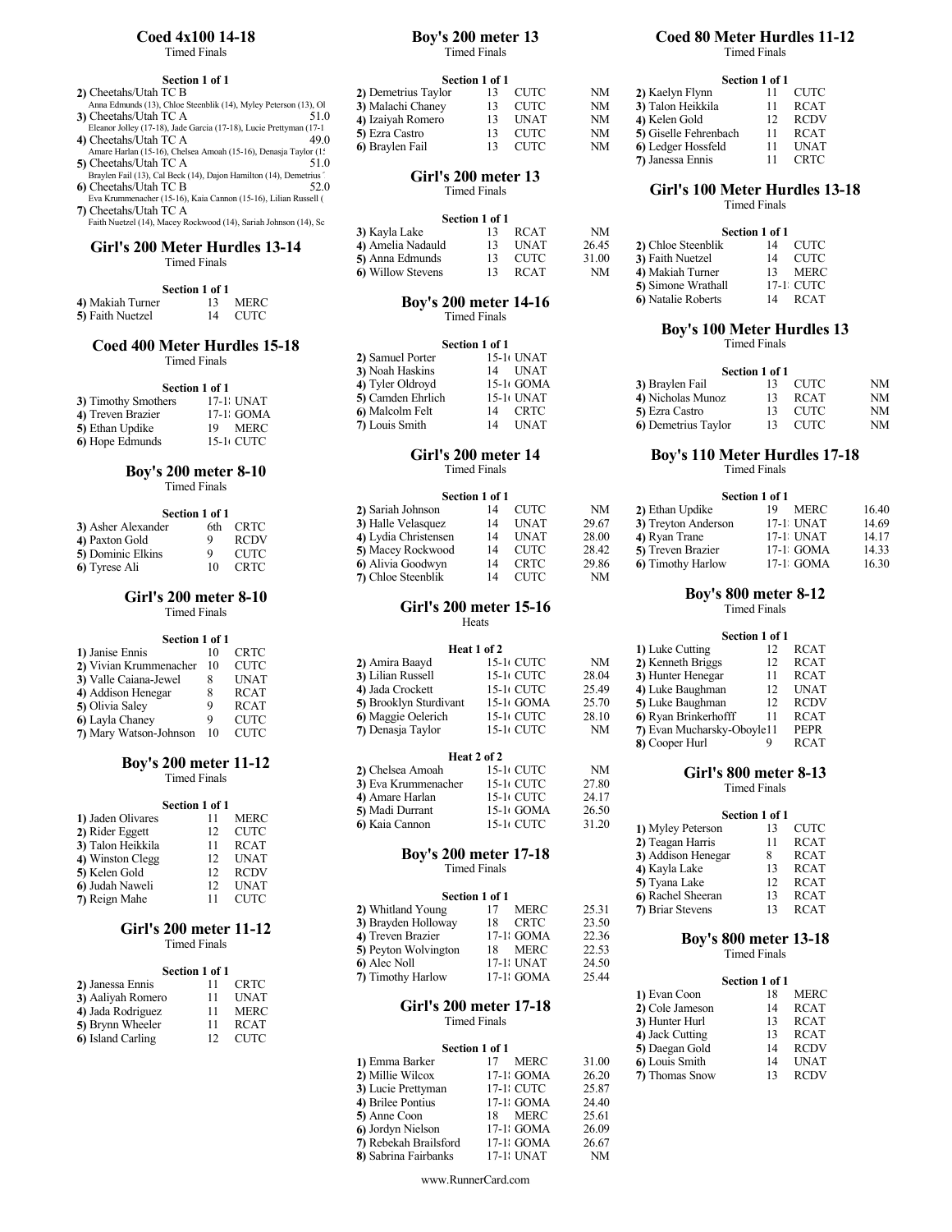## Coed 4x100 14-18

Timed Finals

**Section 1 of 1**

| Place | Team | Time |
|---|---|---|
| 2) | Cheetahs/Utah TC B<br>Anna Edmunds (13), Chloe Steenblik (14), Myley Peterson (13), Ol | |
| 3) | Cheetahs/Utah TC A<br>Eleanor Jolley (17-18), Jade Garcia (17-18), Lucie Prettyman (17-1 | 51.0 |
| 4) | Cheetahs/Utah TC A<br>Amare Harlan (15-16), Chelsea Amoah (15-16), Denasja Taylor (1! | 49.0 |
| 5) | Cheetahs/Utah TC A<br>Braylen Fail (13), Cal Beck (14), Dajon Hamilton (14), Demetrius | 51.0 |
| 6) | Cheetahs/Utah TC B<br>Eva Krummenacher (15-16), Kaia Cannon (15-16), Lilian Russell ( | 52.0 |
| 7) | Cheetahs/Utah TC A<br>Faith Nuetzel (14), Macey Rockwood (14), Sariah Johnson (14), Sc | |

## Girl's 200 Meter Hurdles 13-14

Timed Finals

**Section 1 of 1**

| Place | Name | Age | Team |
|---|---|---|---|
| 4) | Makiah Turner | 13 | MERC |
| 5) | Faith Nuetzel | 14 | CUTC |

## Coed 400 Meter Hurdles 15-18

Timed Finals

**Section 1 of 1**

| Place | Name | Age | Team |
|---|---|---|---|
| 3) | Timothy Smothers | 17-1 | UNAT |
| 4) | Treven Brazier | 17-1 | GOMA |
| 5) | Ethan Updike | 19 | MERC |
| 6) | Hope Edmunds | 15-1 | CUTC |

## Boy's 200 meter 8-10

Timed Finals

**Section 1 of 1**

| Place | Name | Age | Team |
|---|---|---|---|
| 3) | Asher Alexander | 6th | CRTC |
| 4) | Paxton Gold | 9 | RCDV |
| 5) | Dominic Elkins | 9 | CUTC |
| 6) | Tyrese Ali | 10 | CRTC |

## Girl's 200 meter 8-10

Timed Finals

**Section 1 of 1**

| Place | Name | Age | Team |
|---|---|---|---|
| 1) | Janise Ennis | 10 | CRTC |
| 2) | Vivian Krummenacher | 10 | CUTC |
| 3) | Valle Caiana-Jewel | 8 | UNAT |
| 4) | Addison Henegar | 8 | RCAT |
| 5) | Olivia Saley | 9 | RCAT |
| 6) | Layla Chaney | 9 | CUTC |
| 7) | Mary Watson-Johnson | 10 | CUTC |

## Boy's 200 meter 11-12

Timed Finals

**Section 1 of 1**

| Place | Name | Age | Team |
|---|---|---|---|
| 1) | Jaden Olivares | 11 | MERC |
| 2) | Rider Eggett | 12 | CUTC |
| 3) | Talon Heikkila | 11 | RCAT |
| 4) | Winston Clegg | 12 | UNAT |
| 5) | Kelen Gold | 12 | RCDV |
| 6) | Judah Naweli | 12 | UNAT |
| 7) | Reign Mahe | 11 | CUTC |

## Girl's 200 meter 11-12

Timed Finals

**Section 1 of 1**

| Place | Name | Age | Team |
|---|---|---|---|
| 2) | Janessa Ennis | 11 | CRTC |
| 3) | Aaliyah Romero | 11 | UNAT |
| 4) | Jada Rodriguez | 11 | MERC |
| 5) | Brynn Wheeler | 11 | RCAT |
| 6) | Island Carling | 12 | CUTC |

## Boy's 200 meter 13

Timed Finals

**Section 1 of 1**

| Place | Name | Age | Team | Time |
|---|---|---|---|---|
| 2) | Demetrius Taylor | 13 | CUTC | NM |
| 3) | Malachi Chaney | 13 | CUTC | NM |
| 4) | Izaiyah Romero | 13 | UNAT | NM |
| 5) | Ezra Castro | 13 | CUTC | NM |
| 6) | Braylen Fail | 13 | CUTC | NM |

## Girl's 200 meter 13

Timed Finals

**Section 1 of 1**

| Place | Name | Age | Team | Time |
|---|---|---|---|---|
| 3) | Kayla Lake | 13 | RCAT | NM |
| 4) | Amelia Nadauld | 13 | UNAT | 26.45 |
| 5) | Anna Edmunds | 13 | CUTC | 31.00 |
| 6) | Willow Stevens | 13 | RCAT | NM |

## Boy's 200 meter 14-16

Timed Finals

**Section 1 of 1**

| Place | Name | Age | Team |
|---|---|---|---|
| 2) | Samuel Porter | 15-1 | UNAT |
| 3) | Noah Haskins | 14 | UNAT |
| 4) | Tyler Oldroyd | 15-1 | GOMA |
| 5) | Camden Ehrlich | 15-1 | UNAT |
| 6) | Malcolm Felt | 14 | CRTC |
| 7) | Louis Smith | 14 | UNAT |

## Girl's 200 meter 14

Timed Finals

**Section 1 of 1**

| Place | Name | Age | Team | Time |
|---|---|---|---|---|
| 2) | Sariah Johnson | 14 | CUTC | NM |
| 3) | Halle Velasquez | 14 | UNAT | 29.67 |
| 4) | Lydia Christensen | 14 | UNAT | 28.00 |
| 5) | Macey Rockwood | 14 | CUTC | 28.42 |
| 6) | Alivia Goodwyn | 14 | CRTC | 29.86 |
| 7) | Chloe Steenblik | 14 | CUTC | NM |

## Girl's 200 meter 15-16

Heats

**Heat 1 of 2**

| Place | Name | Age | Team | Time |
|---|---|---|---|---|
| 2) | Amira Baayd | 15-1 | CUTC | NM |
| 3) | Lilian Russell | 15-1 | CUTC | 28.04 |
| 4) | Jada Crockett | 15-1 | CUTC | 25.49 |
| 5) | Brooklyn Sturdivant | 15-1 | GOMA | 25.70 |
| 6) | Maggie Oelerich | 15-1 | CUTC | 28.10 |
| 7) | Denasja Taylor | 15-1 | CUTC | NM |

**Heat 2 of 2**

| Place | Name | Age | Team | Time |
|---|---|---|---|---|
| 2) | Chelsea Amoah | 15-1 | CUTC | NM |
| 3) | Eva Krummenacher | 15-1 | CUTC | 27.80 |
| 4) | Amare Harlan | 15-1 | CUTC | 24.17 |
| 5) | Madi Durrant | 15-1 | GOMA | 26.50 |
| 6) | Kaia Cannon | 15-1 | CUTC | 31.20 |

## Boy's 200 meter 17-18

Timed Finals

**Section 1 of 1**

| Place | Name | Age | Team | Time |
|---|---|---|---|---|
| 2) | Whitland Young | 17 | MERC | 25.31 |
| 3) | Brayden Holloway | 18 | CRTC | 23.50 |
| 4) | Treven Brazier | 17-1 | GOMA | 22.36 |
| 5) | Peyton Wolvington | 18 | MERC | 22.53 |
| 6) | Alec Noll | 17-1 | UNAT | 24.50 |
| 7) | Timothy Harlow | 17-1 | GOMA | 25.44 |

## Girl's 200 meter 17-18

Timed Finals

**Section 1 of 1**

| Place | Name | Age | Team | Time |
|---|---|---|---|---|
| 1) | Emma Barker | 17 | MERC | 31.00 |
| 2) | Millie Wilcox | 17-1 | GOMA | 26.20 |
| 3) | Lucie Prettyman | 17-1 | CUTC | 25.87 |
| 4) | Brilee Pontius | 17-1 | GOMA | 24.40 |
| 5) | Anne Coon | 18 | MERC | 25.61 |
| 6) | Jordyn Nielson | 17-1 | GOMA | 26.09 |
| 7) | Rebekah Brailsford | 17-1 | GOMA | 26.67 |
| 8) | Sabrina Fairbanks | 17-1 | UNAT | NM |

## Coed 80 Meter Hurdles 11-12

Timed Finals

**Section 1 of 1**

| Place | Name | Age | Team |
|---|---|---|---|
| 2) | Kaelyn Flynn | 11 | CUTC |
| 3) | Talon Heikkila | 11 | RCAT |
| 4) | Kelen Gold | 12 | RCDV |
| 5) | Giselle Fehrenbach | 11 | RCAT |
| 6) | Ledger Hossfeld | 11 | UNAT |
| 7) | Janessa Ennis | 11 | CRTC |

## Girl's 100 Meter Hurdles 13-18

Timed Finals

**Section 1 of 1**

| Place | Name | Age | Team |
|---|---|---|---|
| 2) | Chloe Steenblik | 14 | CUTC |
| 3) | Faith Nuetzel | 14 | CUTC |
| 4) | Makiah Turner | 13 | MERC |
| 5) | Simone Wrathall | 17-1 | CUTC |
| 6) | Natalie Roberts | 14 | RCAT |

## Boy's 100 Meter Hurdles 13

Timed Finals

**Section 1 of 1**

| Place | Name | Age | Team | Time |
|---|---|---|---|---|
| 3) | Braylen Fail | 13 | CUTC | NM |
| 4) | Nicholas Munoz | 13 | RCAT | NM |
| 5) | Ezra Castro | 13 | CUTC | NM |
| 6) | Demetrius Taylor | 13 | CUTC | NM |

## Boy's 110 Meter Hurdles 17-18

Timed Finals

**Section 1 of 1**

| Place | Name | Age | Team | Time |
|---|---|---|---|---|
| 2) | Ethan Updike | 19 | MERC | 16.40 |
| 3) | Treyton Anderson | 17-1 | UNAT | 14.69 |
| 4) | Ryan Trane | 17-1 | UNAT | 14.17 |
| 5) | Treven Brazier | 17-1 | GOMA | 14.33 |
| 6) | Timothy Harlow | 17-1 | GOMA | 16.30 |

## Boy's 800 meter 8-12

Timed Finals

**Section 1 of 1**

| Place | Name | Age | Team |
|---|---|---|---|
| 1) | Luke Cutting | 12 | RCAT |
| 2) | Kenneth Briggs | 12 | RCAT |
| 3) | Hunter Henegar | 11 | RCAT |
| 4) | Luke Baughman | 12 | UNAT |
| 5) | Luke Baughman | 12 | RCDV |
| 6) | Ryan Brinkerhofff | 11 | RCAT |
| 7) | Evan Mucharsky-Oboyle | 11 | PEPR |
| 8) | Cooper Hurl | 9 | RCAT |

## Girl's 800 meter 8-13

Timed Finals

**Section 1 of 1**

| Place | Name | Age | Team |
|---|---|---|---|
| 1) | Myley Peterson | 13 | CUTC |
| 2) | Teagan Harris | 11 | RCAT |
| 3) | Addison Henegar | 8 | RCAT |
| 4) | Kayla Lake | 13 | RCAT |
| 5) | Tyana Lake | 12 | RCAT |
| 6) | Rachel Sheeran | 13 | RCAT |
| 7) | Briar Stevens | 13 | RCAT |

## Boy's 800 meter 13-18

Timed Finals

**Section 1 of 1**

| Place | Name | Age | Team |
|---|---|---|---|
| 1) | Evan Coon | 18 | MERC |
| 2) | Cole Jameson | 14 | RCAT |
| 3) | Hunter Hurl | 13 | RCAT |
| 4) | Jack Cutting | 13 | RCAT |
| 5) | Daegan Gold | 14 | RCDV |
| 6) | Louis Smith | 14 | UNAT |
| 7) | Thomas Snow | 13 | RCDV |

www.RunnerCard.com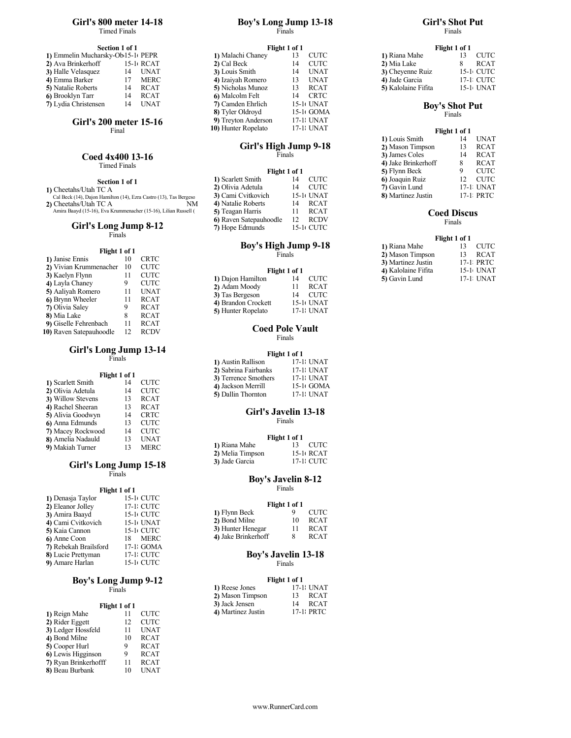## Girl's 800 meter 14-18

Timed Finals

**Section 1 of 1**

| | | |
|---|---|---|
| 1) Emmelin Mucharsky-Ob | 15-1( | PEPR |
| 2) Ava Brinkerhoff | 15-1( | RCAT |
| 3) Halle Velasquez | 14 | UNAT |
| 4) Emma Barker | 17 | MERC |
| 5) Natalie Roberts | 14 | RCAT |
| 6) Brooklyn Tarr | 14 | RCAT |
| 7) Lydia Christensen | 14 | UNAT |

## Girl's 200 meter 15-16

Final

## Coed 4x400 13-16

Timed Finals

**Section 1 of 1**

1) Cheetahs/Utah TC A
Cal Beck (14), Dajon Hamilton (14), Ezra Castro (13), Tas Bergeso

2) Cheetahs/Utah TC A NM
Amira Baayd (15-16), Eva Krummenacher (15-16), Lilian Russell (

## Girl's Long Jump 8-12

Finals

**Flight 1 of 1**

| | | |
|---|---|---|
| 1) Janise Ennis | 10 | CRTC |
| 2) Vivian Krummenacher | 10 | CUTC |
| 3) Kaelyn Flynn | 11 | CUTC |
| 4) Layla Chaney | 9 | CUTC |
| 5) Aaliyah Romero | 11 | UNAT |
| 6) Brynn Wheeler | 11 | RCAT |
| 7) Olivia Saley | 9 | RCAT |
| 8) Mia Lake | 8 | RCAT |
| 9) Giselle Fehrenbach | 11 | RCAT |
| 10) Raven Satepauhoodle | 12 | RCDV |

## Girl's Long Jump 13-14

Finals

**Flight 1 of 1**

| | | |
|---|---|---|
| 1) Scarlett Smith | 14 | CUTC |
| 2) Olivia Adetula | 14 | CUTC |
| 3) Willow Stevens | 13 | RCAT |
| 4) Rachel Sheeran | 13 | RCAT |
| 5) Alivia Goodwyn | 14 | CRTC |
| 6) Anna Edmunds | 13 | CUTC |
| 7) Macey Rockwood | 14 | CUTC |
| 8) Amelia Nadauld | 13 | UNAT |
| 9) Makiah Turner | 13 | MERC |

## Girl's Long Jump 15-18

Finals

**Flight 1 of 1**

| | | |
|---|---|---|
| 1) Denasja Taylor | 15-1( | CUTC |
| 2) Eleanor Jolley | 17-1: | CUTC |
| 3) Amira Baayd | 15-1( | CUTC |
| 4) Cami Cvitkovich | 15-1( | UNAT |
| 5) Kaia Cannon | 15-1( | CUTC |
| 6) Anne Coon | 18 | MERC |
| 7) Rebekah Brailsford | 17-1: | GOMA |
| 8) Lucie Prettyman | 17-1: | CUTC |
| 9) Amare Harlan | 15-1( | CUTC |

## Boy's Long Jump 9-12

Finals

**Flight 1 of 1**

| | | |
|---|---|---|
| 1) Reign Mahe | 11 | CUTC |
| 2) Rider Eggett | 12 | CUTC |
| 3) Ledger Hossfeld | 11 | UNAT |
| 4) Bond Milne | 10 | RCAT |
| 5) Cooper Hurl | 9 | RCAT |
| 6) Lewis Higginson | 9 | RCAT |
| 7) Ryan Brinkerhofff | 11 | RCAT |
| 8) Beau Burbank | 10 | UNAT |

## Boy's Long Jump 13-18

Finals

**Flight 1 of 1**

| | | |
|---|---|---|
| 1) Malachi Chaney | 13 | CUTC |
| 2) Cal Beck | 14 | CUTC |
| 3) Louis Smith | 14 | UNAT |
| 4) Izaiyah Romero | 13 | UNAT |
| 5) Nicholas Munoz | 13 | RCAT |
| 6) Malcolm Felt | 14 | CRTC |
| 7) Camden Ehrlich | 15-1( | UNAT |
| 8) Tyler Oldroyd | 15-1( | GOMA |
| 9) Treyton Anderson | 17-1: | UNAT |
| 10) Hunter Ropelato | 17-1: | UNAT |

## Girl's High Jump 9-18

Finals

**Flight 1 of 1**

| | | |
|---|---|---|
| 1) Scarlett Smith | 14 | CUTC |
| 2) Olivia Adetula | 14 | CUTC |
| 3) Cami Cvitkovich | 15-1( | UNAT |
| 4) Natalie Roberts | 14 | RCAT |
| 5) Teagan Harris | 11 | RCAT |
| 6) Raven Satepauhoodle | 12 | RCDV |
| 7) Hope Edmunds | 15-1( | CUTC |

## Boy's High Jump 9-18

Finals

**Flight 1 of 1**

| | | |
|---|---|---|
| 1) Dajon Hamilton | 14 | CUTC |
| 2) Adam Moody | 11 | RCAT |
| 3) Tas Bergeson | 14 | CUTC |
| 4) Brandon Crockett | 15-1( | UNAT |
| 5) Hunter Ropelato | 17-1: | UNAT |

## Coed Pole Vault

Finals

**Flight 1 of 1**

| | | |
|---|---|---|
| 1) Austin Rallison | 17-1: | UNAT |
| 2) Sabrina Fairbanks | 17-1: | UNAT |
| 3) Terrence Smothers | 17-1: | UNAT |
| 4) Jackson Merrill | 15-1( | GOMA |
| 5) Dallin Thornton | 17-1: | UNAT |

## Girl's Javelin 13-18

Finals

**Flight 1 of 1**

| | | |
|---|---|---|
| 1) Riana Mahe | 13 | CUTC |
| 2) Melia Timpson | 15-1( | RCAT |
| 3) Jade Garcia | 17-1: | CUTC |

## Boy's Javelin 8-12

Finals

**Flight 1 of 1**

| | | |
|---|---|---|
| 1) Flynn Beck | 9 | CUTC |
| 2) Bond Milne | 10 | RCAT |
| 3) Hunter Henegar | 11 | RCAT |
| 4) Jake Brinkerhoff | 8 | RCAT |

## Boy's Javelin 13-18

Finals

**Flight 1 of 1**

| | | |
|---|---|---|
| 1) Reese Jones | 17-1: | UNAT |
| 2) Mason Timpson | 13 | RCAT |
| 3) Jack Jensen | 14 | RCAT |
| 4) Martinez Justin | 17-1: | PRTC |

## Girl's Shot Put

Finals

**Flight 1 of 1**

| | | |
|---|---|---|
| 1) Riana Mahe | 13 | CUTC |
| 2) Mia Lake | 8 | RCAT |
| 3) Cheyenne Ruiz | 15-1( | CUTC |
| 4) Jade Garcia | 17-1: | CUTC |
| 5) Kalolaine Fifita | 15-1( | UNAT |

## Boy's Shot Put

Finals

**Flight 1 of 1**

| | | |
|---|---|---|
| 1) Louis Smith | 14 | UNAT |
| 2) Mason Timpson | 13 | RCAT |
| 3) James Coles | 14 | RCAT |
| 4) Jake Brinkerhoff | 8 | RCAT |
| 5) Flynn Beck | 9 | CUTC |
| 6) Joaquin Ruiz | 12 | CUTC |
| 7) Gavin Lund | 17-1: | UNAT |
| 8) Martinez Justin | 17-1: | PRTC |

## Coed Discus

Finals

**Flight 1 of 1**

| | | |
|---|---|---|
| 1) Riana Mahe | 13 | CUTC |
| 2) Mason Timpson | 13 | RCAT |
| 3) Martinez Justin | 17-1: | PRTC |
| 4) Kalolaine Fifita | 15-1( | UNAT |
| 5) Gavin Lund | 17-1: | UNAT |

www.RunnerCard.com